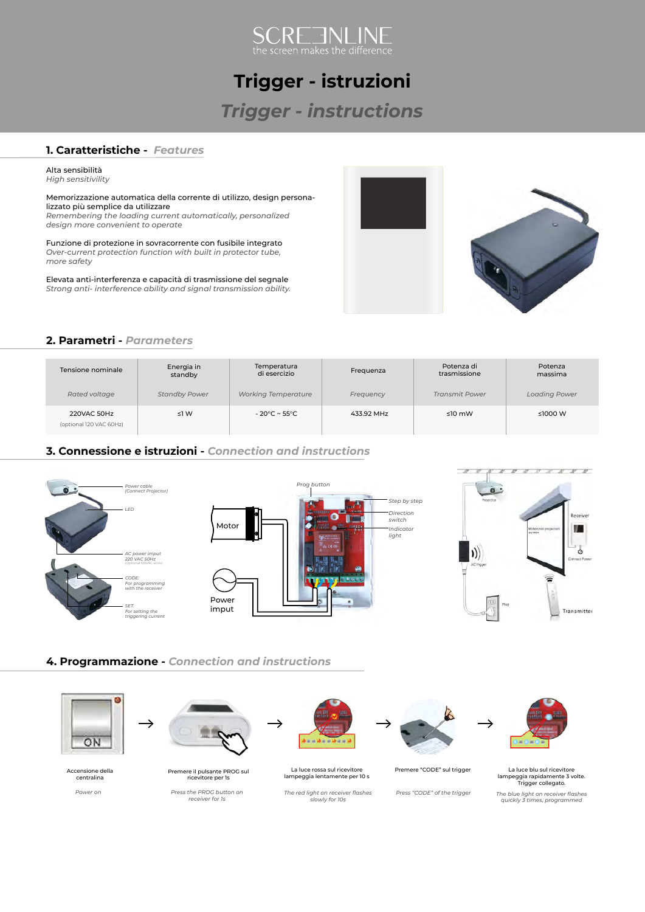SCREENLINE
the screen makes the difference

# Trigger - istruzioni

# *Trigger - instructions*

## 1. Caratteristiche - *Features*

Alta sensibilità
*High sensitivility*

Memorizzazione automatica della corrente di utilizzo, design personalizzato più semplice da utilizzare
*Remembering the loading current automatically, personalized design more convenient to operate*

Funzione di protezione in sovracorrente con fusibile integrato
*Over-current protection function with built in protector tube, more safety*

Elevata anti-interferenza e capacità di trasmissione del segnale
*Strong anti- interference ability and signal transmission ability.*

## 2. Parametri - *Parameters*

| Tensione nominale | Energia in standby | Temperatura di esercizio | Frequenza | Potenza di trasmissione | Potenza massima |
|---|---|---|---|---|---|
| *Rated voltage* | *Standby Power* | *Working Temperature* | *Frequency* | *Transmit Power* | *Loading Power* |
| 220VAC 50Hz (optional 120 VAC 60Hz) | ≤1 W | - 20°C ~ 55°C | 433.92 MHz | ≤10 mW | ≤1000 W |

## 3. Connessione e istruzioni - *Connection and instructions*

Power cable (Connect Projector)
LED
AC power imput 220 VAC 50Hz (Optional 120VAC 60Hz)
CODE: For programming with the receiver
SET: For setting the triggering current

Prog button
Motor
Power imput
Step by step
Direction switch
Indicator light

Projector
AC trigger
Plug
Receiver
Motorized projection screen
Connect Power
Transmitter

## 4. Programmazione - *Connection and instructions*

Accensione della centralina
*Power on*

→

Premere il pulsante PROG sul ricevitore per 1s
*Press the PROG button on receiver for 1s*

→

La luce rossa sul ricevitore lampeggia lentamente per 10 s
*The red light on receiver flashes slowly for 10s*

→

Premere "CODE" sul trigger
*Press "CODE" of the trigger*

→

La luce blu sul ricevitore lampeggia rapidamente 3 volte. Trigger collegato.
*The blue light on receiver flashes quickly 3 times, programmed*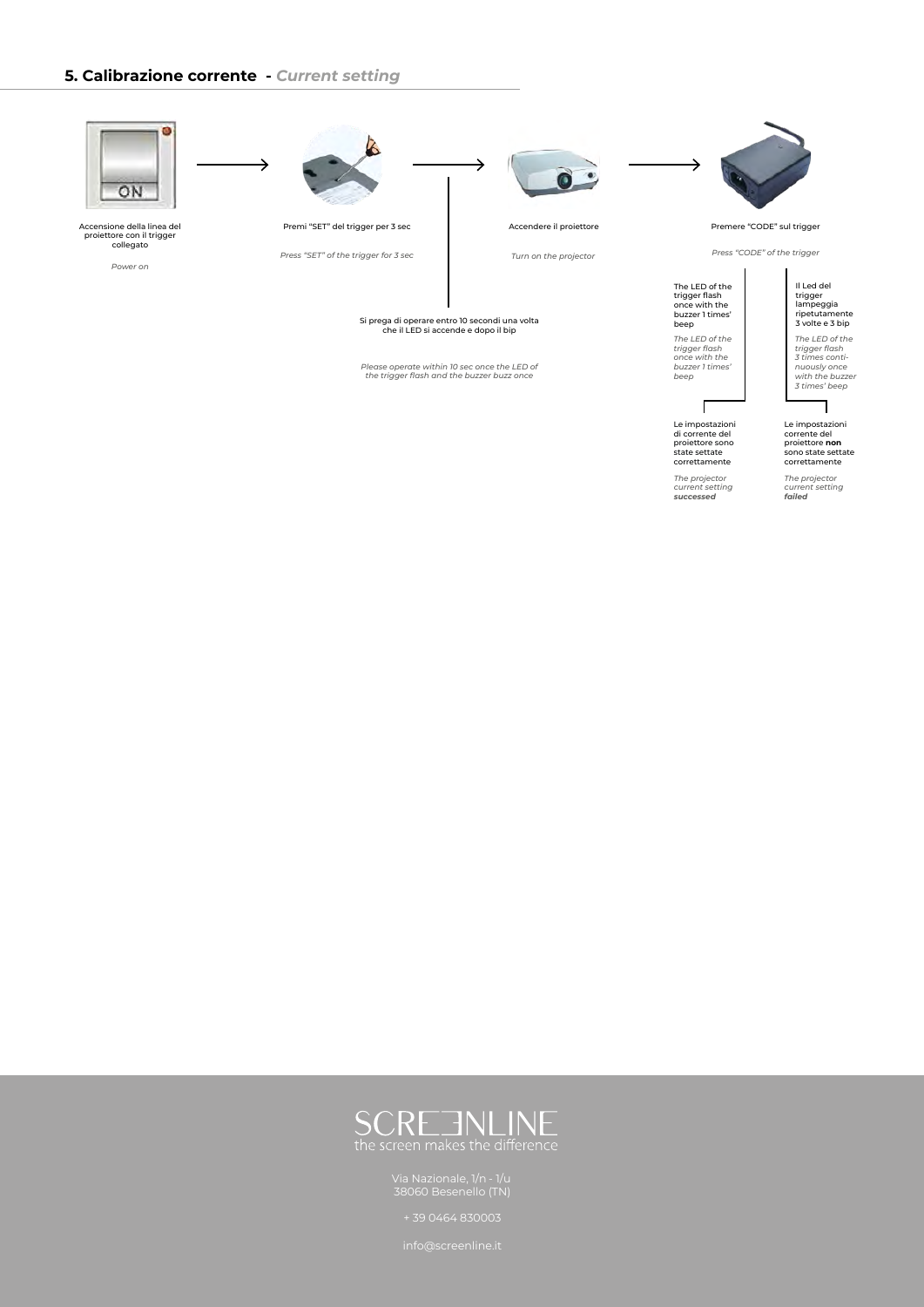## 5. Calibrazione corrente - *Current setting*

Accensione della linea del proiettore con il trigger collegato

*Power on*

Premi “SET” del trigger per 3 sec

*Press “SET” of the trigger for 3 sec*

Si prega di operare entro 10 secondi una volta che il LED si accende e dopo il bip

*Please operate within 10 sec once the LED of the trigger flash and the buzzer buzz once*

Accendere il proiettore

*Turn on the projector*

Premere “CODE” sul trigger

*Press “CODE” of the trigger*

The LED of the trigger flash once with the buzzer 1 times’ beep

*The LED of the trigger flash once with the buzzer 1 times’ beep*

Le impostazioni di corrente del proiettore sono state settate correttamente

*The projector current setting* ***successed***

Il Led del trigger lampeggia ripetutamente 3 volte e 3 bip

*The LED of the trigger flash 3 times continuously once with the buzzer 3 times’ beep*

Le impostazioni corrente del proiettore **non** sono state settate correttamente

*The projector current setting* ***failed***

SCREENLINE
the screen makes the difference

Via Nazionale, 1/n - 1/u
38060 Besenello (TN)

+ 39 0464 830003

info@screenline.it